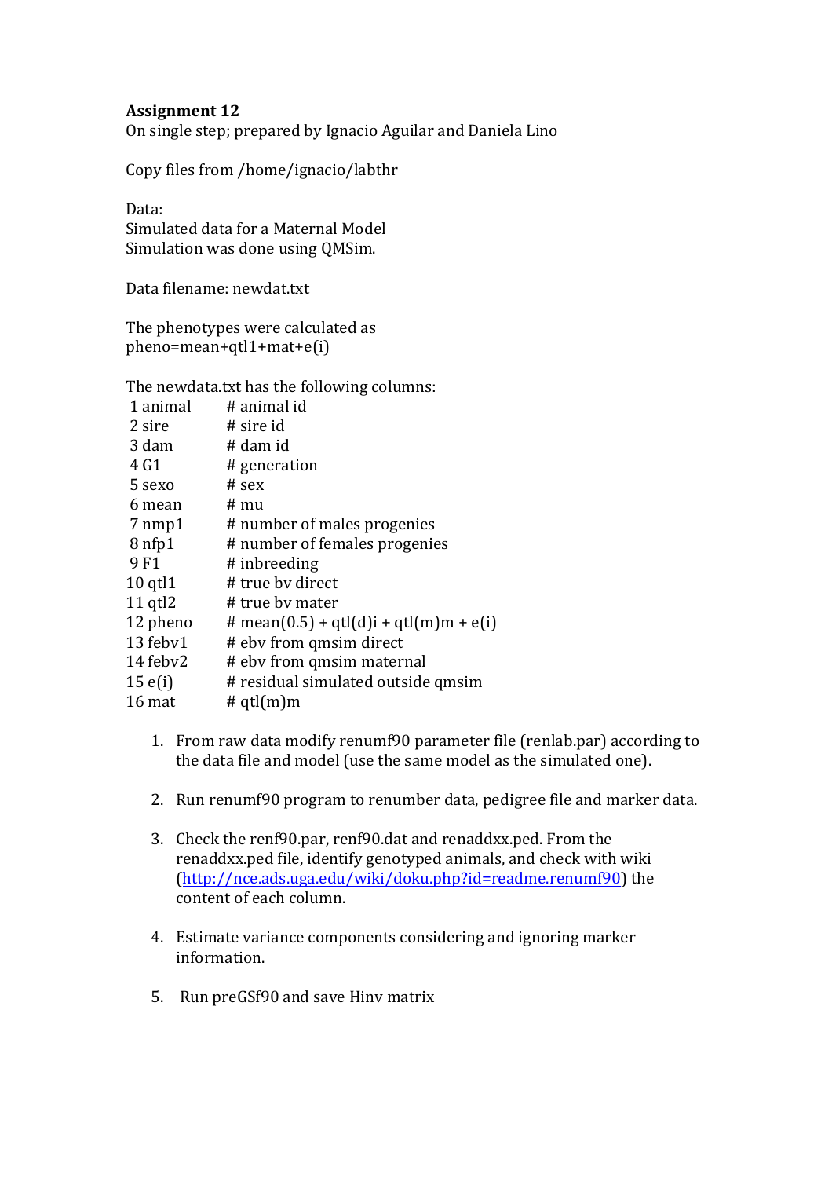**Assignment 12**
On single step; prepared by Ignacio Aguilar and Daniela Lino

Copy files from /home/ignacio/labthr

Data:
Simulated data for a Maternal Model
Simulation was done using QMSim.

Data filename: newdat.txt

The phenotypes were calculated as
pheno=mean+qtl1+mat+e(i)

The newdata.txt has the following columns:

```
 1 animal    # animal id
 2 sire      # sire id
 3 dam       # dam id
 4 G1        # generation
 5 sexo      # sex
 6 mean      # mu
 7 nmp1      # number of males progenies
 8 nfp1      # number of females progenies
 9 F1        # inbreeding
10 qtl1      # true bv direct
11 qtl2      # true bv mater
12 pheno     # mean(0.5) + qtl(d)i + qtl(m)m + e(i)
13 febv1     # ebv from qmsim direct
14 febv2     # ebv from qmsim maternal
15 e(i)      # residual simulated outside qmsim
16 mat       # qtl(m)m
```

1. From raw data modify renumf90 parameter file (renlab.par) according to the data file and model (use the same model as the simulated one).

2. Run renumf90 program to renumber data, pedigree file and marker data.

3. Check the renf90.par, renf90.dat and renaddxx.ped. From the renaddxx.ped file, identify genotyped animals, and check with wiki (http://nce.ads.uga.edu/wiki/doku.php?id=readme.renumf90) the content of each column.

4. Estimate variance components considering and ignoring marker information.

5. Run preGSf90 and save Hinv matrix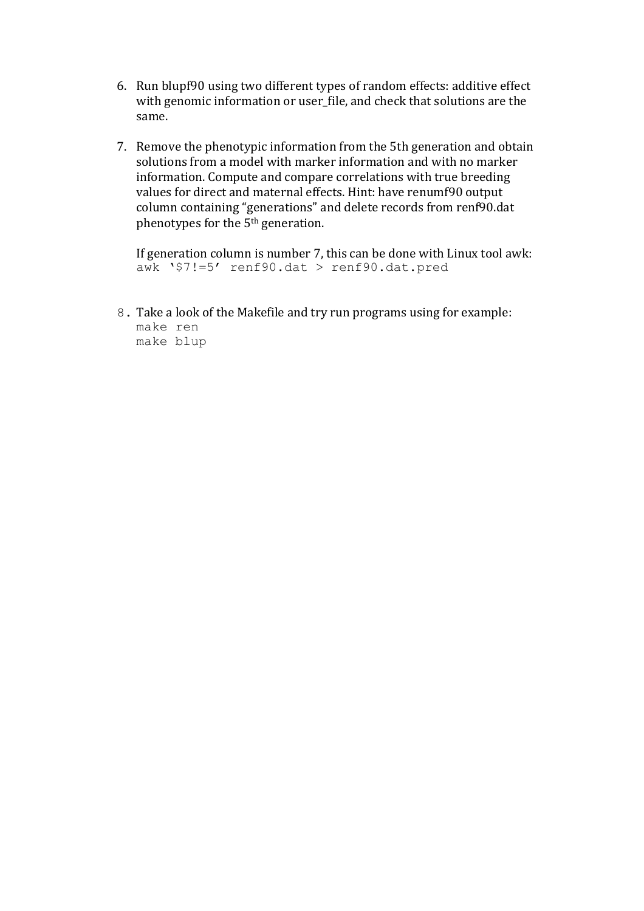6. Run blupf90 using two different types of random effects: additive effect with genomic information or user_file, and check that solutions are the same.

7. Remove the phenotypic information from the 5th generation and obtain solutions from a model with marker information and with no marker information. Compute and compare correlations with true breeding values for direct and maternal effects. Hint: have renumf90 output column containing “generations” and delete records from renf90.dat phenotypes for the 5th generation.

   If generation column is number 7, this can be done with Linux tool awk:
   ```
   awk '$7!=5' renf90.dat > renf90.dat.pred
   ```

8. Take a look of the Makefile and try run programs using for example:
   ```
   make ren
   make blup
   ```